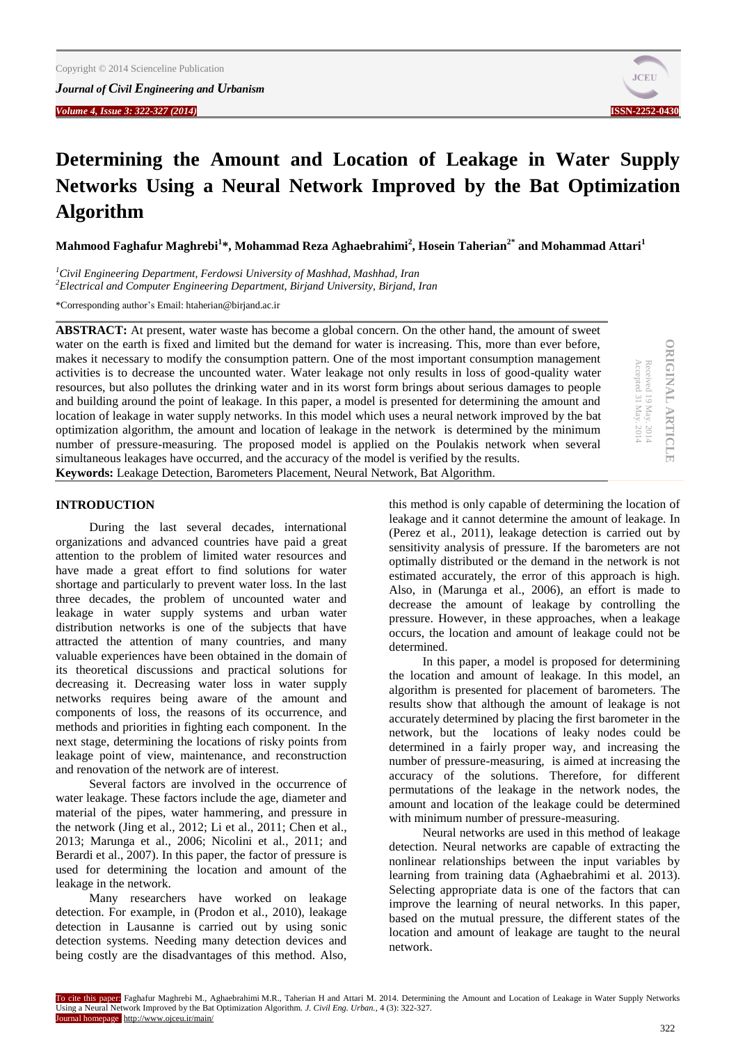# Determining the Amount and Location of Leakage in Water Supply Networks Using a Neural Network Improved by the Bat Optimization Algorithm

**Mahmood Faghafur Maghrebi[1]*, Mohammad Reza Aghaebrahimi[2], Hosein Taherian[2*] and Mohammad Attari[1]**

*[1]Civil Engineering Department, Ferdowsi University of Mashhad, Mashhad, Iran*
*[2]Electrical and Computer Engineering Department, Birjand University, Birjand, Iran*

*Corresponding author's Email: htaherian@birjand.ac.ir

ORIGINAL ARTICLE
Received 19 May. 2014
Accepted 31 May. 2014

**ABSTRACT:** At present, water waste has become a global concern. On the other hand, the amount of sweet water on the earth is fixed and limited but the demand for water is increasing. This, more than ever before, makes it necessary to modify the consumption pattern. One of the most important consumption management activities is to decrease the uncounted water. Water leakage not only results in loss of good-quality water resources, but also pollutes the drinking water and in its worst form brings about serious damages to people and building around the point of leakage. In this paper, a model is presented for determining the amount and location of leakage in water supply networks. In this model which uses a neural network improved by the bat optimization algorithm, the amount and location of leakage in the network is determined by the minimum number of pressure-measuring. The proposed model is applied on the Poulakis network when several simultaneous leakages have occurred, and the accuracy of the model is verified by the results.
**Keywords:** Leakage Detection, Barometers Placement, Neural Network, Bat Algorithm.

## INTRODUCTION

During the last several decades, international organizations and advanced countries have paid a great attention to the problem of limited water resources and have made a great effort to find solutions for water shortage and particularly to prevent water loss. In the last three decades, the problem of uncounted water and leakage in water supply systems and urban water distribution networks is one of the subjects that have attracted the attention of many countries, and many valuable experiences have been obtained in the domain of its theoretical discussions and practical solutions for decreasing it. Decreasing water loss in water supply networks requires being aware of the amount and components of loss, the reasons of its occurrence, and methods and priorities in fighting each component. In the next stage, determining the locations of risky points from leakage point of view, maintenance, and reconstruction and renovation of the network are of interest.

Several factors are involved in the occurrence of water leakage. These factors include the age, diameter and material of the pipes, water hammering, and pressure in the network (Jing et al., 2012; Li et al., 2011; Chen et al., 2013; Marunga et al., 2006; Nicolini et al., 2011; and Berardi et al., 2007). In this paper, the factor of pressure is used for determining the location and amount of the leakage in the network.

Many researchers have worked on leakage detection. For example, in (Prodon et al., 2010), leakage detection in Lausanne is carried out by using sonic detection systems. Needing many detection devices and being costly are the disadvantages of this method. Also, this method is only capable of determining the location of leakage and it cannot determine the amount of leakage. In (Perez et al., 2011), leakage detection is carried out by sensitivity analysis of pressure. If the barometers are not optimally distributed or the demand in the network is not estimated accurately, the error of this approach is high. Also, in (Marunga et al., 2006), an effort is made to decrease the amount of leakage by controlling the pressure. However, in these approaches, when a leakage occurs, the location and amount of leakage could not be determined.

In this paper, a model is proposed for determining the location and amount of leakage. In this model, an algorithm is presented for placement of barometers. The results show that although the amount of leakage is not accurately determined by placing the first barometer in the network, but the locations of leaky nodes could be determined in a fairly proper way, and increasing the number of pressure-measuring, is aimed at increasing the accuracy of the solutions. Therefore, for different permutations of the leakage in the network nodes, the amount and location of the leakage could be determined with minimum number of pressure-measuring.

Neural networks are used in this method of leakage detection. Neural networks are capable of extracting the nonlinear relationships between the input variables by learning from training data (Aghaebrahimi et al. 2013). Selecting appropriate data is one of the factors that can improve the learning of neural networks. In this paper, based on the mutual pressure, the different states of the location and amount of leakage are taught to the neural network.

To cite this paper: Faghafur Maghrebi M., Aghaebrahimi M.R., Taherian H and Attari M. 2014. Determining the Amount and Location of Leakage in Water Supply Networks Using a Neural Network Improved by the Bat Optimization Algorithm. *J. Civil Eng. Urban.*, 4 (3): 322-327.
Journal homepage: http://www.ojceu.ir/main/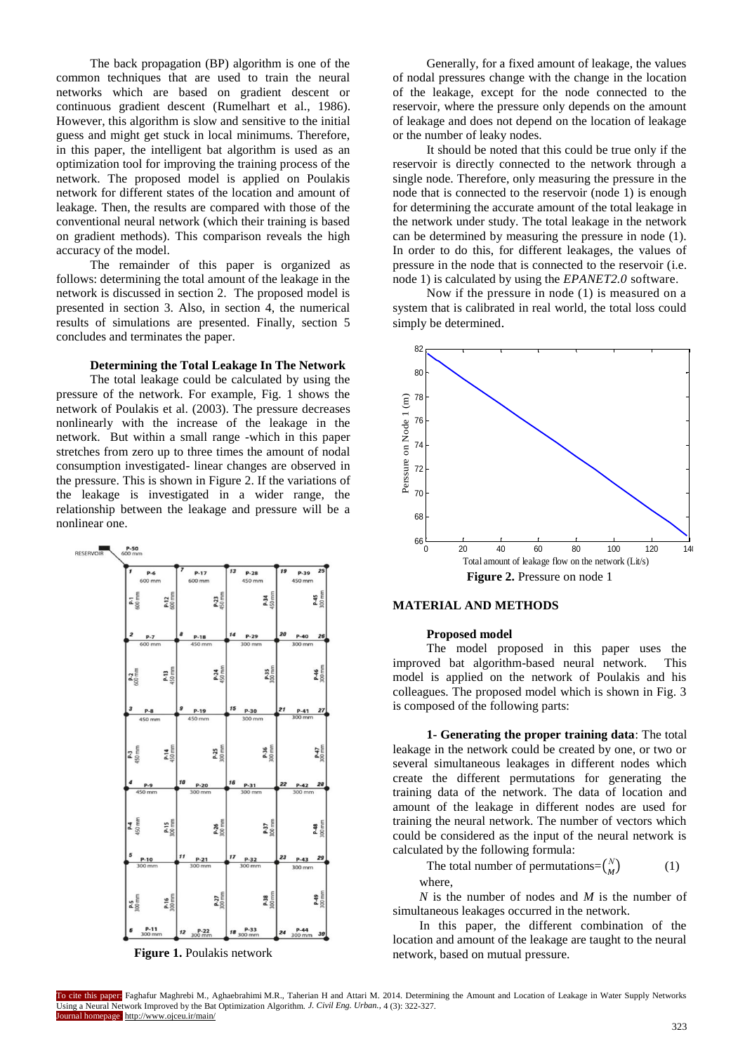The back propagation (BP) algorithm is one of the common techniques that are used to train the neural networks which are based on gradient descent or continuous gradient descent (Rumelhart et al., 1986). However, this algorithm is slow and sensitive to the initial guess and might get stuck in local minimums. Therefore, in this paper, the intelligent bat algorithm is used as an optimization tool for improving the training process of the network. The proposed model is applied on Poulakis network for different states of the location and amount of leakage. Then, the results are compared with those of the conventional neural network (which their training is based on gradient methods). This comparison reveals the high accuracy of the model.

The remainder of this paper is organized as follows: determining the total amount of the leakage in the network is discussed in section 2. The proposed model is presented in section 3. Also, in section 4, the numerical results of simulations are presented. Finally, section 5 concludes and terminates the paper.

### Determining the Total Leakage In The Network

The total leakage could be calculated by using the pressure of the network. For example, Fig. 1 shows the network of Poulakis et al. (2003). The pressure decreases nonlinearly with the increase of the leakage in the network. But within a small range -which in this paper stretches from zero up to three times the amount of nodal consumption investigated- linear changes are observed in the pressure. This is shown in Figure 2. If the variations of the leakage is investigated in a wider range, the relationship between the leakage and pressure will be a nonlinear one.

**Figure 1.** Poulakis network

Generally, for a fixed amount of leakage, the values of nodal pressures change with the change in the location of the leakage, except for the node connected to the reservoir, where the pressure only depends on the amount of leakage and does not depend on the location of leakage or the number of leaky nodes.

It should be noted that this could be true only if the reservoir is directly connected to the network through a single node. Therefore, only measuring the pressure in the node that is connected to the reservoir (node 1) is enough for determining the accurate amount of the total leakage in the network under study. The total leakage in the network can be determined by measuring the pressure in node (1). In order to do this, for different leakages, the values of pressure in the node that is connected to the reservoir (i.e. node 1) is calculated by using the *EPANET2.0* software.

Now if the pressure in node (1) is measured on a system that is calibrated in real world, the total loss could simply be determined.

**Figure 2.** Pressure on node 1

## MATERIAL AND METHODS

### Proposed model

The model proposed in this paper uses the improved bat algorithm-based neural network. This model is applied on the network of Poulakis and his colleagues. The proposed model which is shown in Fig. 3 is composed of the following parts:

**1- Generating the proper training data**: The total leakage in the network could be created by one, or two or several simultaneous leakages in different nodes which create the different permutations for generating the training data of the network. The data of location and amount of the leakage in different nodes are used for training the neural network. The number of vectors which could be considered as the input of the neural network is calculated by the following formula:

$$\text{The total number of permutations} = \binom{N}{M} \qquad (1)$$

where,

$N$ is the number of nodes and $M$ is the number of simultaneous leakages occurred in the network.

In this paper, the different combination of the location and amount of the leakage are taught to the neural network, based on mutual pressure.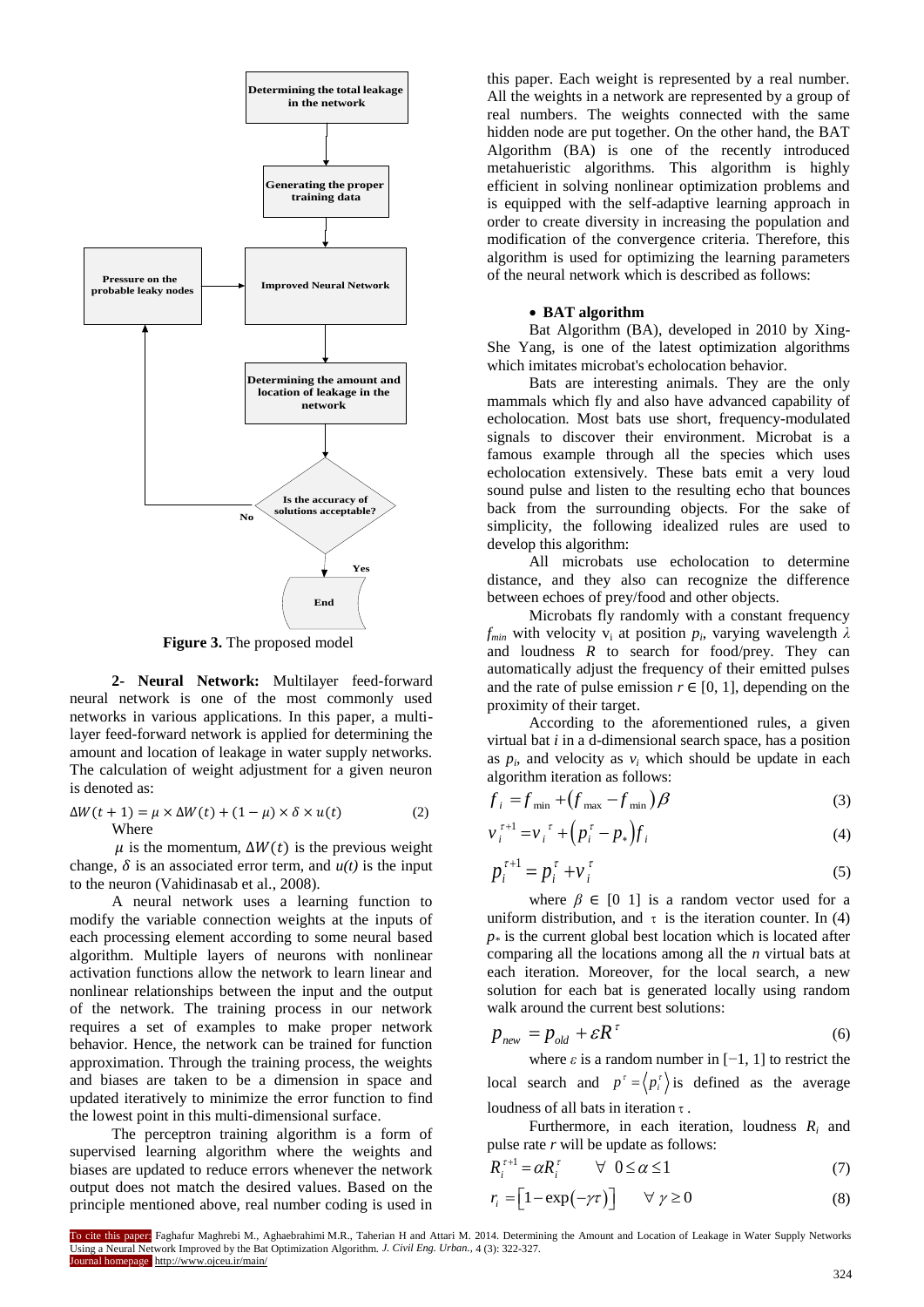Determining the total leakage in the network

Generating the proper training data

Pressure on the probable leaky nodes

Improved Neural Network

Determining the amount and location of leakage in the network

Is the accuracy of solutions acceptable?

No

Yes

End

**Figure 3.** The proposed model

**2- Neural Network:** Multilayer feed-forward neural network is one of the most commonly used networks in various applications. In this paper, a multi-layer feed-forward network is applied for determining the amount and location of leakage in water supply networks. The calculation of weight adjustment for a given neuron is denoted as:

$$\Delta W(t+1) = \mu \times \Delta W(t) + (1-\mu) \times \delta \times u(t) \tag{2}$$

Where

$\mu$ is the momentum, $\Delta W(t)$ is the previous weight change, $\delta$ is an associated error term, and $u(t)$ is the input to the neuron (Vahidinasab et al., 2008).

A neural network uses a learning function to modify the variable connection weights at the inputs of each processing element according to some neural based algorithm. Multiple layers of neurons with nonlinear activation functions allow the network to learn linear and nonlinear relationships between the input and the output of the network. The training process in our network requires a set of examples to make proper network behavior. Hence, the network can be trained for function approximation. Through the training process, the weights and biases are taken to be a dimension in space and updated iteratively to minimize the error function to find the lowest point in this multi-dimensional surface.

The perceptron training algorithm is a form of supervised learning algorithm where the weights and biases are updated to reduce errors whenever the network output does not match the desired values. Based on the principle mentioned above, real number coding is used in this paper. Each weight is represented by a real number. All the weights in a network are represented by a group of real numbers. The weights connected with the same hidden node are put together. On the other hand, the BAT Algorithm (BA) is one of the recently introduced metahueristic algorithms. This algorithm is highly efficient in solving nonlinear optimization problems and is equipped with the self-adaptive learning approach in order to create diversity in increasing the population and modification of the convergence criteria. Therefore, this algorithm is used for optimizing the learning parameters of the neural network which is described as follows:

- **BAT algorithm**

Bat Algorithm (BA), developed in 2010 by Xing-She Yang, is one of the latest optimization algorithms which imitates microbat's echolocation behavior.

Bats are interesting animals. They are the only mammals which fly and also have advanced capability of echolocation. Most bats use short, frequency-modulated signals to discover their environment. Microbat is a famous example through all the species which uses echolocation extensively. These bats emit a very loud sound pulse and listen to the resulting echo that bounces back from the surrounding objects. For the sake of simplicity, the following idealized rules are used to develop this algorithm:

All microbats use echolocation to determine distance, and they also can recognize the difference between echoes of prey/food and other objects.

Microbats fly randomly with a constant frequency $f_{min}$ with velocity $v_i$ at position $p_i$, varying wavelength $\lambda$ and loudness $R$ to search for food/prey. They can automatically adjust the frequency of their emitted pulses and the rate of pulse emission $r \in [0, 1]$, depending on the proximity of their target.

According to the aforementioned rules, a given virtual bat $i$ in a d-dimensional search space, has a position as $p_i$, and velocity as $v_i$ which should be update in each algorithm iteration as follows:

$$f_i = f_{\min} + (f_{\max} - f_{\min})\beta \tag{3}$$

$$v_i^{\tau+1} = v_i^{\tau} + \left(p_i^{\tau} - p_*\right) f_i \tag{4}$$

$$p_i^{\tau+1} = p_i^{\tau} + v_i^{\tau} \tag{5}$$

where $\beta \in [0\ 1]$ is a random vector used for a uniform distribution, and $\tau$ is the iteration counter. In (4) $p_*$ is the current global best location which is located after comparing all the locations among all the $n$ virtual bats at each iteration. Moreover, for the local search, a new solution for each bat is generated locally using random walk around the current best solutions:

$$p_{new} = p_{old} + \varepsilon R^{\tau} \tag{6}$$

where $\varepsilon$ is a random number in [−1, 1] to restrict the local search and $p^{\tau} = \langle p_i^{\tau} \rangle$ is defined as the average loudness of all bats in iteration $\tau$.

Furthermore, in each iteration, loudness $R_i$ and pulse rate $r$ will be update as follows:

$$R_i^{\tau+1} = \alpha R_i^{\tau} \qquad \forall\ 0 \le \alpha \le 1 \tag{7}$$

$$r_i = \left[1 - \exp(-\gamma\tau)\right] \qquad \forall\ \gamma \ge 0 \tag{8}$$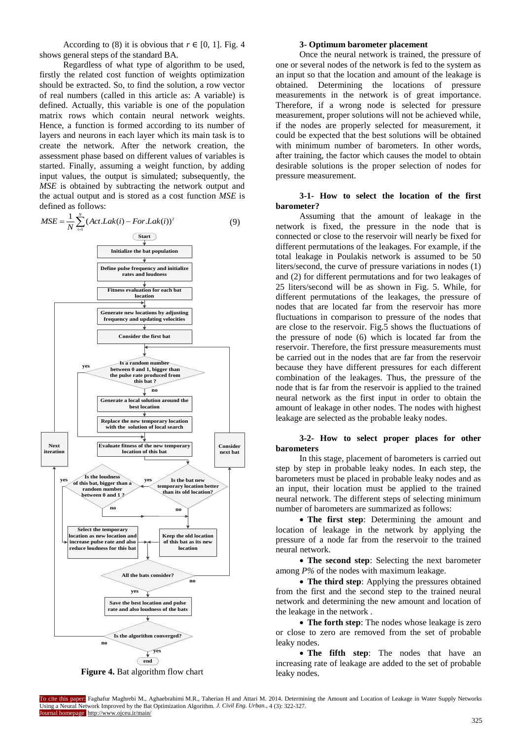According to (8) it is obvious that $r \in [0, 1]$. Fig. 4 shows general steps of the standard BA.

Regardless of what type of algorithm to be used, firstly the related cost function of weights optimization should be extracted. So, to find the solution, a row vector of real numbers (called in this article as: A variable) is defined. Actually, this variable is one of the population matrix rows which contain neural network weights. Hence, a function is formed according to its number of layers and neurons in each layer which its main task is to create the network. After the network creation, the assessment phase based on different values of variables is started. Finally, assuming a weight function, by adding input values, the output is simulated; subsequently, the *MSE* is obtained by subtracting the network output and the actual output and is stored as a cost function *MSE* is defined as follows:

$$MSE = \frac{1}{N}\sum_{i=1}^{N}(Act.Lak(i) - For.Lak(i))^2 \tag{9}$$

**Figure 4.** Bat algorithm flow chart

### 3- Optimum barometer placement

Once the neural network is trained, the pressure of one or several nodes of the network is fed to the system as an input so that the location and amount of the leakage is obtained. Determining the locations of pressure measurements in the network is of great importance. Therefore, if a wrong node is selected for pressure measurement, proper solutions will not be achieved while, if the nodes are properly selected for measurement, it could be expected that the best solutions will be obtained with minimum number of barometers. In other words, after training, the factor which causes the model to obtain desirable solutions is the proper selection of nodes for pressure measurement.

#### 3-1- How to select the location of the first barometer?

Assuming that the amount of leakage in the network is fixed, the pressure in the node that is connected or close to the reservoir will nearly be fixed for different permutations of the leakages. For example, if the total leakage in Poulakis network is assumed to be 50 liters/second, the curve of pressure variations in nodes (1) and (2) for different permutations and for two leakages of 25 liters/second will be as shown in Fig. 5. While, for different permutations of the leakages, the pressure of nodes that are located far from the reservoir has more fluctuations in comparison to pressure of the nodes that are close to the reservoir. Fig.5 shows the fluctuations of the pressure of node (6) which is located far from the reservoir. Therefore, the first pressure measurements must be carried out in the nodes that are far from the reservoir because they have different pressures for each different combination of the leakages. Thus, the pressure of the node that is far from the reservoir is applied to the trained neural network as the first input in order to obtain the amount of leakage in other nodes. The nodes with highest leakage are selected as the probable leaky nodes.

#### 3-2- How to select proper places for other barometers

In this stage, placement of barometers is carried out step by step in probable leaky nodes. In each step, the barometers must be placed in probable leaky nodes and as an input, their location must be applied to the trained neural network. The different steps of selecting minimum number of barometers are summarized as follows:

- **The first step**: Determining the amount and location of leakage in the network by applying the pressure of a node far from the reservoir to the trained neural network.
- **The second step**: Selecting the next barometer among *P%* of the nodes with maximum leakage.
- **The third step**: Applying the pressures obtained from the first and the second step to the trained neural network and determining the new amount and location of the leakage in the network .
- **The forth step**: The nodes whose leakage is zero or close to zero are removed from the set of probable leaky nodes.
- **The fifth step**: The nodes that have an increasing rate of leakage are added to the set of probable leaky nodes.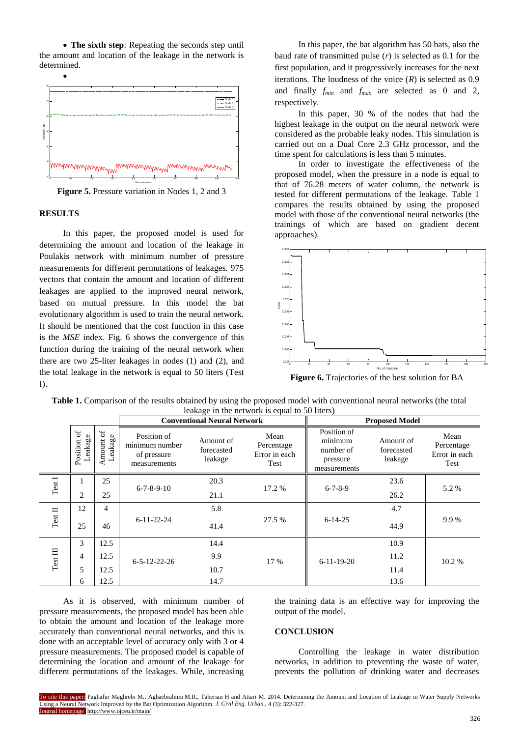- **The sixth step**: Repeating the seconds step until the amount and location of the leakage in the network is determined.

**Figure 5.** Pressure variation in Nodes 1, 2 and 3

## RESULTS

In this paper, the proposed model is used for determining the amount and location of the leakage in Poulakis network with minimum number of pressure measurements for different permutations of leakages. 975 vectors that contain the amount and location of different leakages are applied to the improved neural network, based on mutual pressure. In this model the bat evolutionary algorithm is used to train the neural network. It should be mentioned that the cost function in this case is the *MSE* index. Fig. 6 shows the convergence of this function during the training of the neural network when there are two 25-liter leakages in nodes (1) and (2), and the total leakage in the network is equal to 50 liters (Test I).

In this paper, the bat algorithm has 50 bats, also the baud rate of transmitted pulse ($r$) is selected as 0.1 for the first population, and it progressively increases for the next iterations. The loudness of the voice ($R$) is selected as 0.9 and finally $f_{min}$ and $f_{max}$ are selected as 0 and 2, respectively.

In this paper, 30 % of the nodes that had the highest leakage in the output on the neural network were considered as the probable leaky nodes. This simulation is carried out on a Dual Core 2.3 GHz processor, and the time spent for calculations is less than 5 minutes.

In order to investigate the effectiveness of the proposed model, when the pressure in a node is equal to that of 76.28 meters of water column, the network is tested for different permutations of the leakage. Table 1 compares the results obtained by using the proposed model with those of the conventional neural networks (the trainings of which are based on gradient decent approaches).

**Figure 6.** Trajectories of the best solution for BA

**Table 1.** Comparison of the results obtained by using the proposed model with conventional neural networks (the total leakage in the network is equal to 50 liters)

| | | | Conventional Neural Network | | | Proposed Model | | |
|---|---|---|---|---|---|---|---|---|
| | Position of Leakage | Amount of Leakage | Position of minimum number of pressure measurements | Amount of forecasted leakage | Mean Percentage Error in each Test | Position of minimum number of pressure measurements | Amount of forecasted leakage | Mean Percentage Error in each Test |
| Test I | 1 | 25 | 6-7-8-9-10 | 20.3 | 17.2 % | 6-7-8-9 | 23.6 | 5.2 % |
| | 2 | 25 | | 21.1 | | | 26.2 | |
| Test II | 12 | 4 | 6-11-22-24 | 5.8 | 27.5 % | 6-14-25 | 4.7 | 9.9 % |
| | 25 | 46 | | 41.4 | | | 44.9 | |
| Test III | 3 | 12.5 | 6-5-12-22-26 | 14.4 | 17 % | 6-11-19-20 | 10.9 | 10.2 % |
| | 4 | 12.5 | | 9.9 | | | 11.2 | |
| | 5 | 12.5 | | 10.7 | | | 11.4 | |
| | 6 | 12.5 | | 14.7 | | | 13.6 | |

As it is observed, with minimum number of pressure measurements, the proposed model has been able to obtain the amount and location of the leakage more accurately than conventional neural networks, and this is done with an acceptable level of accuracy only with 3 or 4 pressure measurements. The proposed model is capable of determining the location and amount of the leakage for different permutations of the leakages. While, increasing the training data is an effective way for improving the output of the model.

## CONCLUSION

Controlling the leakage in water distribution networks, in addition to preventing the waste of water, prevents the pollution of drinking water and decreases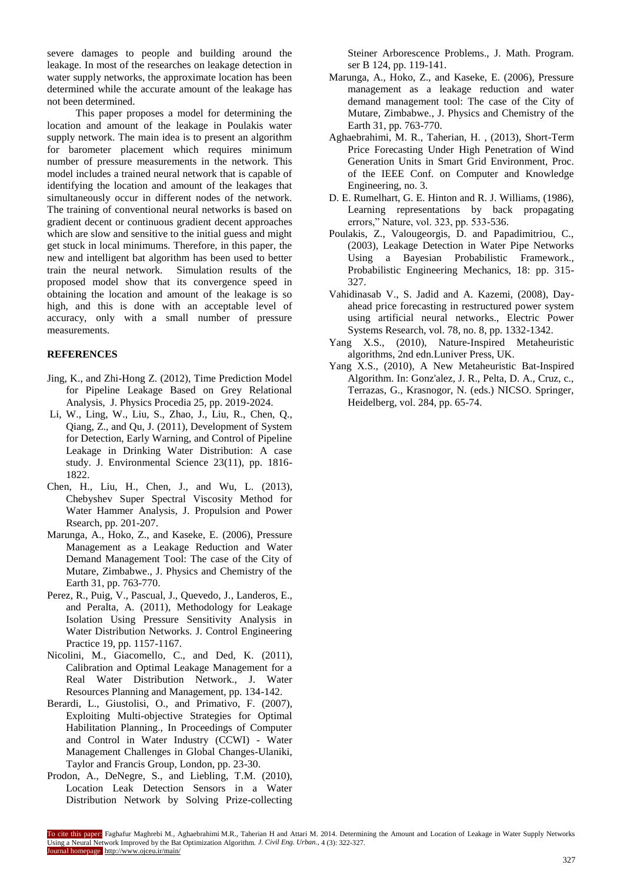severe damages to people and building around the leakage. In most of the researches on leakage detection in water supply networks, the approximate location has been determined while the accurate amount of the leakage has not been determined.

This paper proposes a model for determining the location and amount of the leakage in Poulakis water supply network. The main idea is to present an algorithm for barometer placement which requires minimum number of pressure measurements in the network. This model includes a trained neural network that is capable of identifying the location and amount of the leakages that simultaneously occur in different nodes of the network. The training of conventional neural networks is based on gradient decent or continuous gradient decent approaches which are slow and sensitive to the initial guess and might get stuck in local minimums. Therefore, in this paper, the new and intelligent bat algorithm has been used to better train the neural network. Simulation results of the proposed model show that its convergence speed in obtaining the location and amount of the leakage is so high, and this is done with an acceptable level of accuracy, only with a small number of pressure measurements.

## REFERENCES

Jing, K., and Zhi-Hong Z. (2012), Time Prediction Model for Pipeline Leakage Based on Grey Relational Analysis, J. Physics Procedia 25, pp. 2019-2024.

Li, W., Ling, W., Liu, S., Zhao, J., Liu, R., Chen, Q., Qiang, Z., and Qu, J. (2011), Development of System for Detection, Early Warning, and Control of Pipeline Leakage in Drinking Water Distribution: A case study. J. Environmental Science 23(11), pp. 1816-1822.

Chen, H., Liu, H., Chen, J., and Wu, L. (2013), Chebyshev Super Spectral Viscosity Method for Water Hammer Analysis, J. Propulsion and Power Rsearch, pp. 201-207.

Marunga, A., Hoko, Z., and Kaseke, E. (2006), Pressure Management as a Leakage Reduction and Water Demand Management Tool: The case of the City of Mutare, Zimbabwe., J. Physics and Chemistry of the Earth 31, pp. 763-770.

Perez, R., Puig, V., Pascual, J., Quevedo, J., Landeros, E., and Peralta, A. (2011), Methodology for Leakage Isolation Using Pressure Sensitivity Analysis in Water Distribution Networks. J. Control Engineering Practice 19, pp. 1157-1167.

Nicolini, M., Giacomello, C., and Ded, K. (2011), Calibration and Optimal Leakage Management for a Real Water Distribution Network., J. Water Resources Planning and Management, pp. 134-142.

Berardi, L., Giustolisi, O., and Primativo, F. (2007), Exploiting Multi-objective Strategies for Optimal Habilitation Planning., In Proceedings of Computer and Control in Water Industry (CCWI) - Water Management Challenges in Global Changes-Ulaniki, Taylor and Francis Group, London, pp. 23-30.

Prodon, A., DeNegre, S., and Liebling, T.M. (2010), Location Leak Detection Sensors in a Water Distribution Network by Solving Prize-collecting Steiner Arborescence Problems., J. Math. Program. ser B 124, pp. 119-141.

Marunga, A., Hoko, Z., and Kaseke, E. (2006), Pressure management as a leakage reduction and water demand management tool: The case of the City of Mutare, Zimbabwe., J. Physics and Chemistry of the Earth 31, pp. 763-770.

Aghaebrahimi, M. R., Taherian, H. , (2013), Short-Term Price Forecasting Under High Penetration of Wind Generation Units in Smart Grid Environment, Proc. of the IEEE Conf. on Computer and Knowledge Engineering, no. 3.

D. E. Rumelhart, G. E. Hinton and R. J. Williams, (1986), Learning representations by back propagating errors," Nature, vol. 323, pp. 533-536.

Poulakis, Z., Valougeorgis, D. and Papadimitriou, C., (2003), Leakage Detection in Water Pipe Networks Using a Bayesian Probabilistic Framework., Probabilistic Engineering Mechanics, 18: pp. 315-327.

Vahidinasab V., S. Jadid and A. Kazemi, (2008), Day-ahead price forecasting in restructured power system using artificial neural networks., Electric Power Systems Research, vol. 78, no. 8, pp. 1332-1342.

Yang X.S., (2010), Nature-Inspired Metaheuristic algorithms, 2nd edn.Luniver Press, UK.

Yang X.S., (2010), A New Metaheuristic Bat-Inspired Algorithm. In: Gonz'alez, J. R., Pelta, D. A., Cruz, c., Terrazas, G., Krasnogor, N. (eds.) NICSO. Springer, Heidelberg, vol. 284, pp. 65-74.